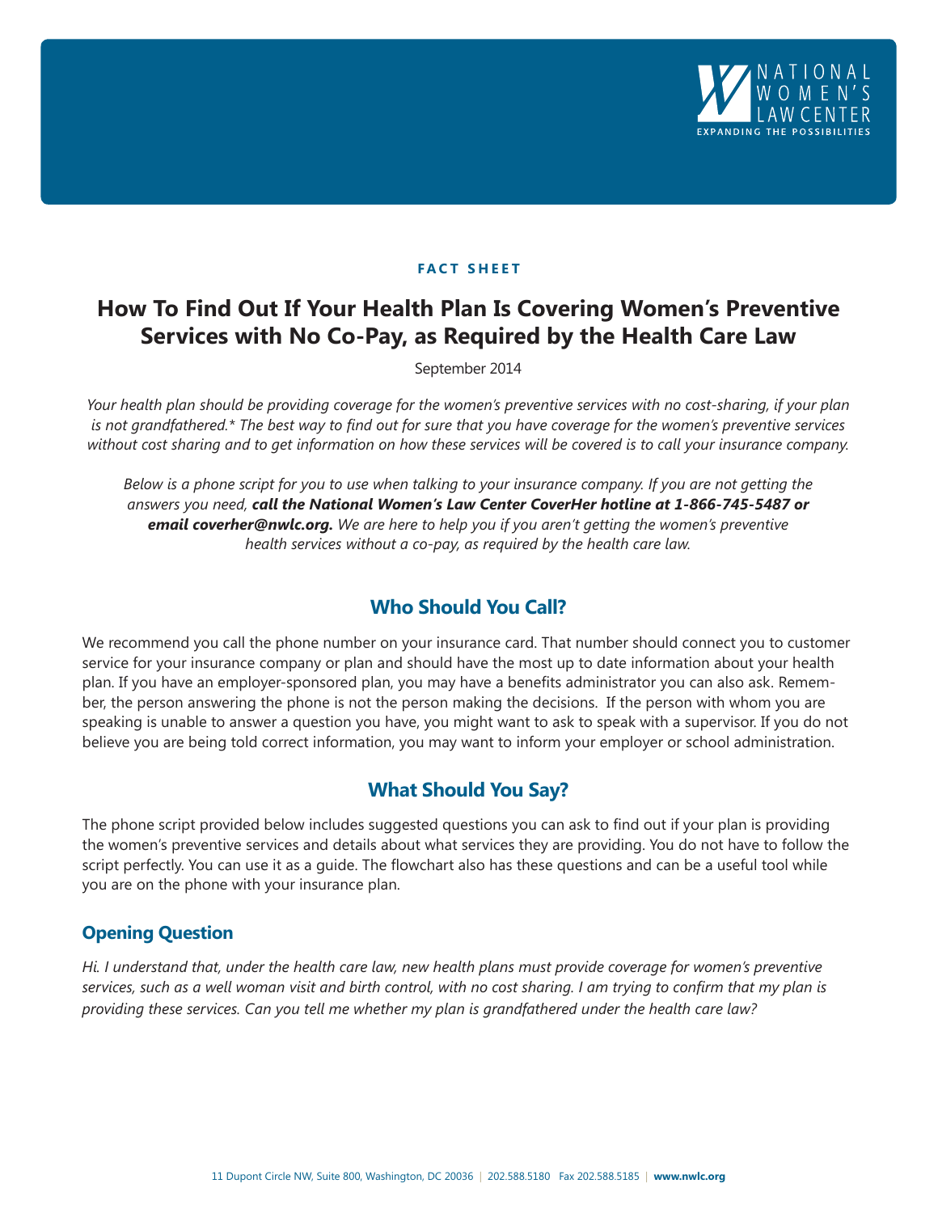NATIONAL WOMEN'S LAW CENTER
EXPANDING THE POSSIBILITIES

**FACT SHEET**

# How To Find Out If Your Health Plan Is Covering Women's Preventive Services with No Co-Pay, as Required by the Health Care Law

September 2014

*Your health plan should be providing coverage for the women's preventive services with no cost-sharing, if your plan is not grandfathered.* The best way to find out for sure that you have coverage for the women's preventive services without cost sharing and to get information on how these services will be covered is to call your insurance company.*

*Below is a phone script for you to use when talking to your insurance company. If you are not getting the answers you need,* ***call the National Women's Law Center CoverHer hotline at 1-866-745-5487 or email coverher@nwlc.org.*** *We are here to help you if you aren't getting the women's preventive health services without a co-pay, as required by the health care law.*

## Who Should You Call?

We recommend you call the phone number on your insurance card. That number should connect you to customer service for your insurance company or plan and should have the most up to date information about your health plan. If you have an employer-sponsored plan, you may have a benefits administrator you can also ask. Remember, the person answering the phone is not the person making the decisions. If the person with whom you are speaking is unable to answer a question you have, you might want to ask to speak with a supervisor. If you do not believe you are being told correct information, you may want to inform your employer or school administration.

## What Should You Say?

The phone script provided below includes suggested questions you can ask to find out if your plan is providing the women's preventive services and details about what services they are providing. You do not have to follow the script perfectly. You can use it as a guide. The flowchart also has these questions and can be a useful tool while you are on the phone with your insurance plan.

### Opening Question

*Hi. I understand that, under the health care law, new health plans must provide coverage for women's preventive services, such as a well woman visit and birth control, with no cost sharing. I am trying to confirm that my plan is providing these services. Can you tell me whether my plan is grandfathered under the health care law?*

11 Dupont Circle NW, Suite 800, Washington, DC 20036 | 202.588.5180 Fax 202.588.5185 | www.nwlc.org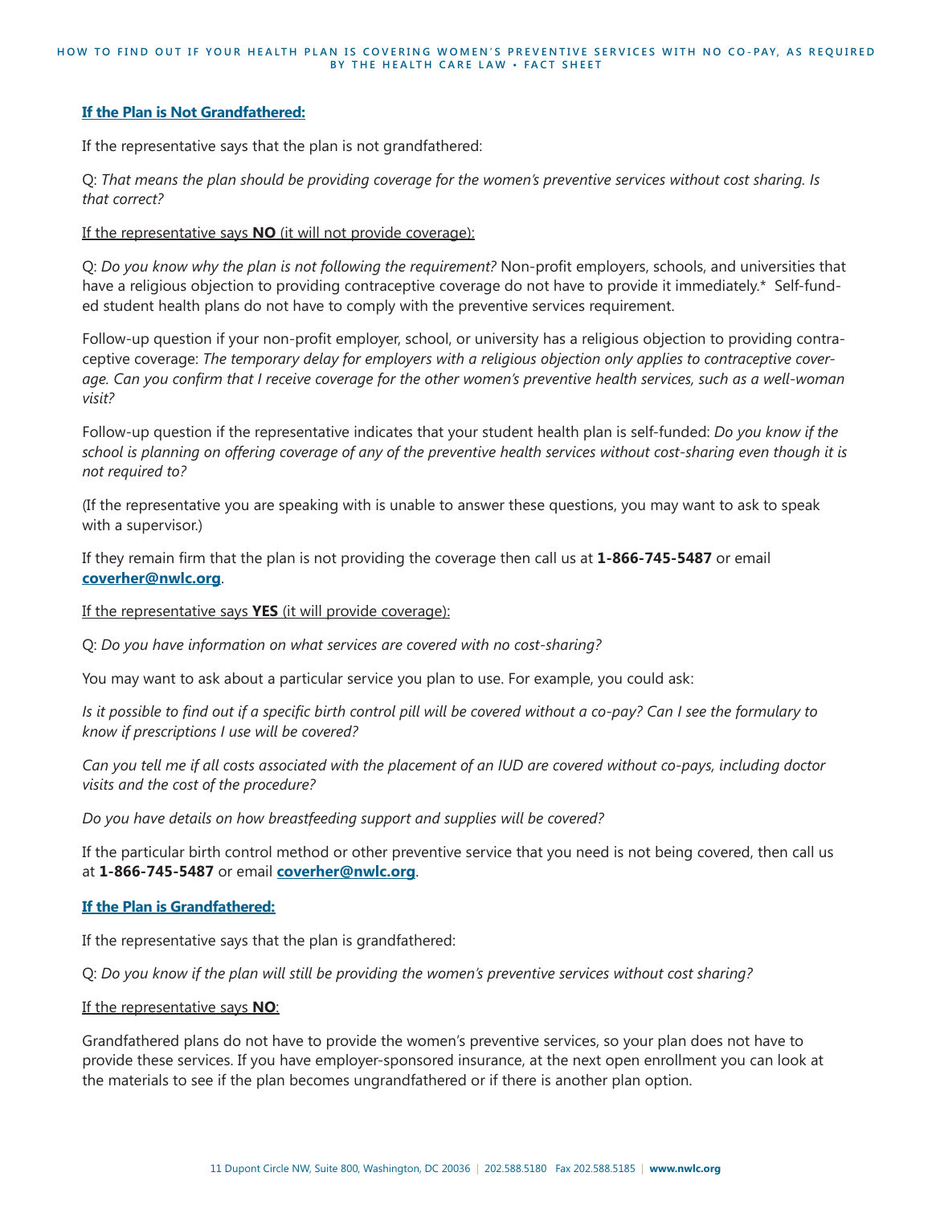**If the Plan is Not Grandfathered:**

If the representative says that the plan is not grandfathered:

Q: *That means the plan should be providing coverage for the women's preventive services without cost sharing. Is that correct?*

If the representative says **NO** (it will not provide coverage):

Q: *Do you know why the plan is not following the requirement?* Non-profit employers, schools, and universities that have a religious objection to providing contraceptive coverage do not have to provide it immediately.* Self-funded student health plans do not have to comply with the preventive services requirement.

Follow-up question if your non-profit employer, school, or university has a religious objection to providing contraceptive coverage: *The temporary delay for employers with a religious objection only applies to contraceptive coverage. Can you confirm that I receive coverage for the other women's preventive health services, such as a well-woman visit?*

Follow-up question if the representative indicates that your student health plan is self-funded: *Do you know if the school is planning on offering coverage of any of the preventive health services without cost-sharing even though it is not required to?*

(If the representative you are speaking with is unable to answer these questions, you may want to ask to speak with a supervisor.)

If they remain firm that the plan is not providing the coverage then call us at **1-866-745-5487** or email **coverher@nwlc.org**.

If the representative says **YES** (it will provide coverage):

Q: *Do you have information on what services are covered with no cost-sharing?*

You may want to ask about a particular service you plan to use. For example, you could ask:

*Is it possible to find out if a specific birth control pill will be covered without a co-pay? Can I see the formulary to know if prescriptions I use will be covered?*

*Can you tell me if all costs associated with the placement of an IUD are covered without co-pays, including doctor visits and the cost of the procedure?*

*Do you have details on how breastfeeding support and supplies will be covered?*

If the particular birth control method or other preventive service that you need is not being covered, then call us at **1-866-745-5487** or email **coverher@nwlc.org**.

**If the Plan is Grandfathered:**

If the representative says that the plan is grandfathered:

Q: *Do you know if the plan will still be providing the women's preventive services without cost sharing?*

If the representative says **NO**:

Grandfathered plans do not have to provide the women's preventive services, so your plan does not have to provide these services. If you have employer-sponsored insurance, at the next open enrollment you can look at the materials to see if the plan becomes ungrandfathered or if there is another plan option.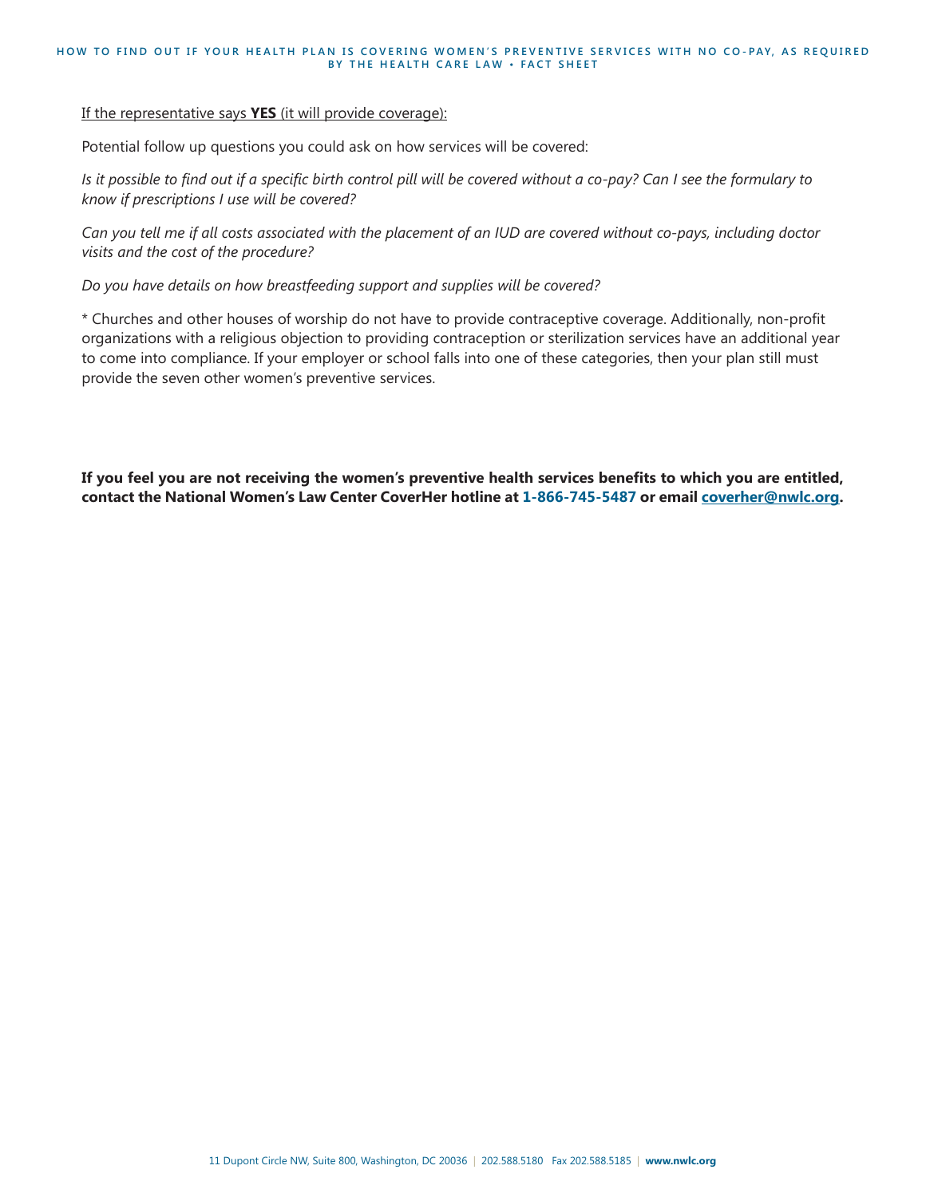If the representative says **YES** (it will provide coverage):

Potential follow up questions you could ask on how services will be covered:

*Is it possible to find out if a specific birth control pill will be covered without a co-pay? Can I see the formulary to know if prescriptions I use will be covered?*

*Can you tell me if all costs associated with the placement of an IUD are covered without co-pays, including doctor visits and the cost of the procedure?*

*Do you have details on how breastfeeding support and supplies will be covered?*

* Churches and other houses of worship do not have to provide contraceptive coverage. Additionally, non-profit organizations with a religious objection to providing contraception or sterilization services have an additional year to come into compliance. If your employer or school falls into one of these categories, then your plan still must provide the seven other women's preventive services.

**If you feel you are not receiving the women's preventive health services benefits to which you are entitled, contact the National Women's Law Center CoverHer hotline at 1-866-745-5487 or email coverher@nwlc.org.**